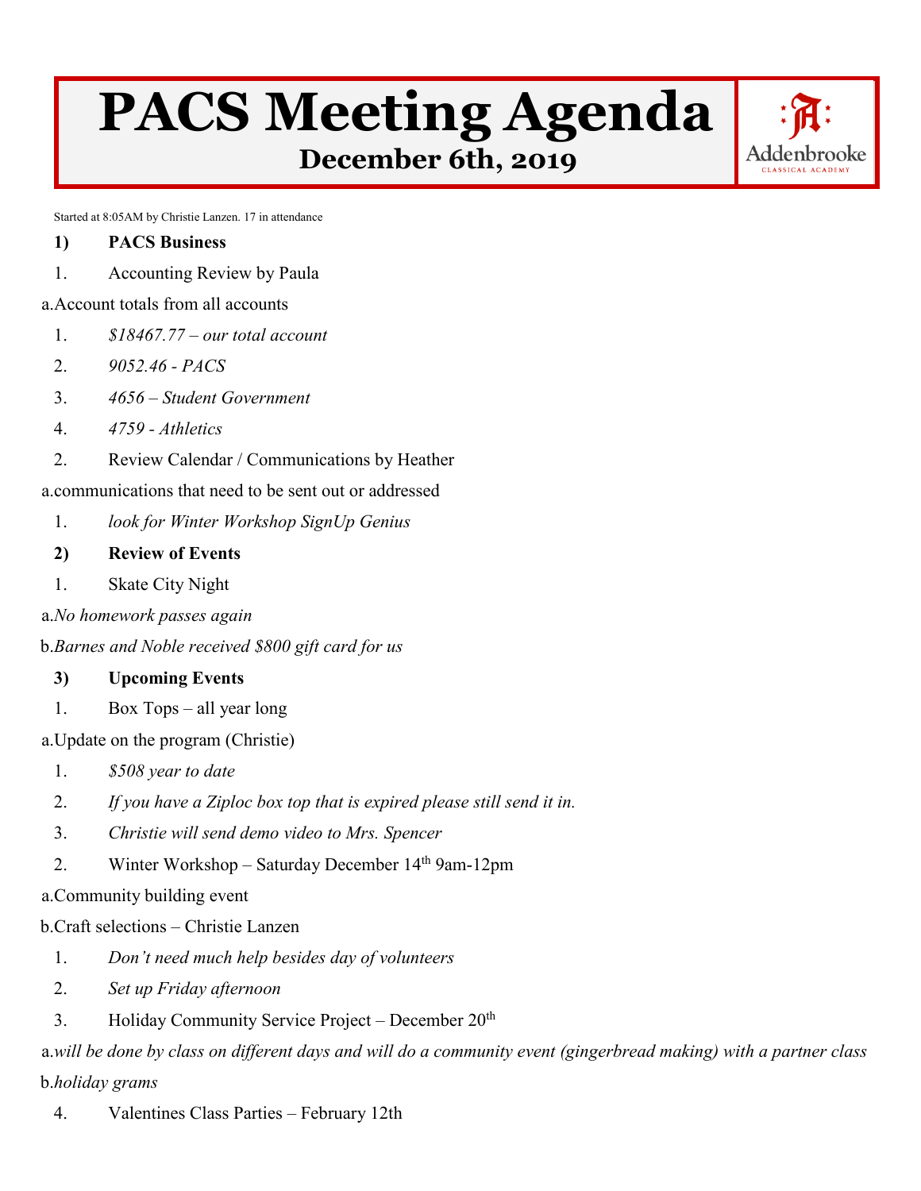# PACS Meeting Agenda

## December 6th, 2019

Addenbrooke Classical Academy

Started at 8:05AM by Christie Lanzen. 17 in attendance

**1) PACS Business**

1. Accounting Review by Paula

a. Account totals from all accounts

1. *$18467.77 – our total account*
2. *9052.46 - PACS*
3. *4656 – Student Government*
4. *4759 - Athletics*

2. Review Calendar / Communications by Heather

a. communications that need to be sent out or addressed

1. *look for Winter Workshop SignUp Genius*

**2) Review of Events**

1. Skate City Night

a. *No homework passes again*

b. *Barnes and Noble received $800 gift card for us*

**3) Upcoming Events**

1. Box Tops – all year long

a. Update on the program (Christie)

1. *$508 year to date*
2. *If you have a Ziploc box top that is expired please still send it in.*
3. *Christie will send demo video to Mrs. Spencer*

2. Winter Workshop – Saturday December 14th 9am-12pm

a. Community building event

b. Craft selections – Christie Lanzen

1. *Don't need much help besides day of volunteers*
2. *Set up Friday afternoon*

3. Holiday Community Service Project – December 20th

a. *will be done by class on different days and will do a community event (gingerbread making) with a partner class*

b. *holiday grams*

4. Valentines Class Parties – February 12th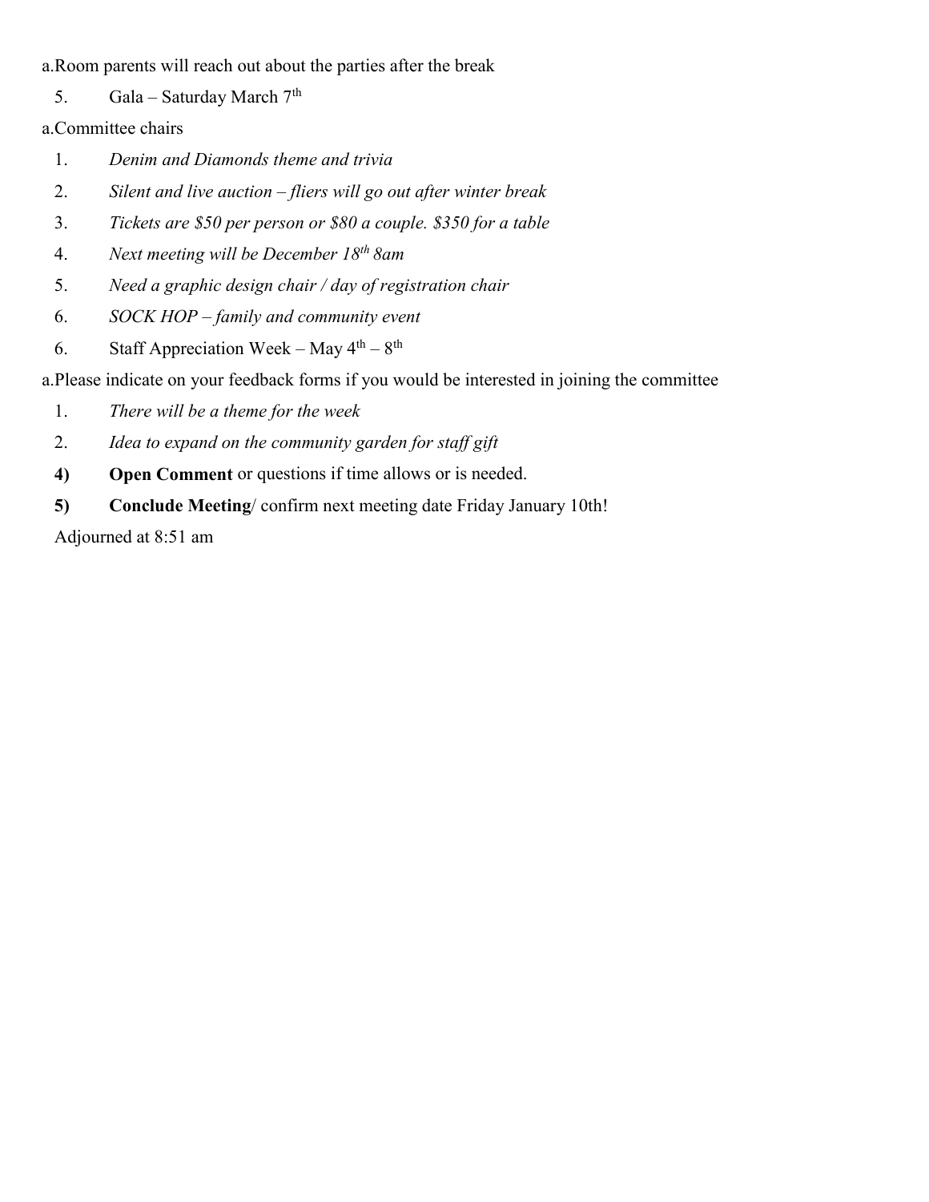a.Room parents will reach out about the parties after the break

5. Gala – Saturday March 7th

a.Committee chairs

1. *Denim and Diamonds theme and trivia*
2. *Silent and live auction – fliers will go out after winter break*
3. *Tickets are $50 per person or $80 a couple. $350 for a table*
4. *Next meeting will be December 18th 8am*
5. *Need a graphic design chair / day of registration chair*
6. *SOCK HOP – family and community event*

6. Staff Appreciation Week – May 4th – 8th

a.Please indicate on your feedback forms if you would be interested in joining the committee

1. *There will be a theme for the week*
2. *Idea to expand on the community garden for staff gift*

**4) Open Comment** or questions if time allows or is needed.

**5) Conclude Meeting**/ confirm next meeting date Friday January 10th!

Adjourned at 8:51 am